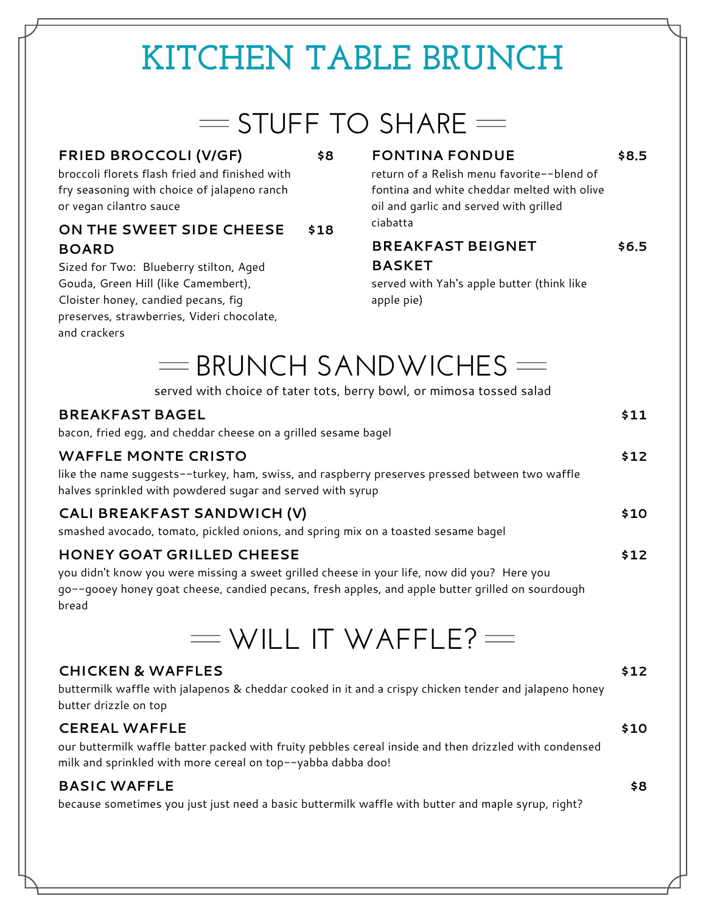# KITCHEN TABLE BRUNCH

## STUFF TO SHARE

### FRIED BROCCOLI (V/GF) — $8

broccoli florets flash fried and finished with fry seasoning with choice of jalapeno ranch or vegan cilantro sauce

### ON THE SWEET SIDE CHEESE BOARD — $18

Sized for Two: Blueberry stilton, Aged Gouda, Green Hill (like Camembert), Cloister honey, candied pecans, fig preserves, strawberries, Videri chocolate, and crackers

### FONTINA FONDUE — $8.5

return of a Relish menu favorite--blend of fontina and white cheddar melted with olive oil and garlic and served with grilled ciabatta

### BREAKFAST BEIGNET BASKET — $6.5

served with Yah's apple butter (think like apple pie)

## BRUNCH SANDWICHES

served with choice of tater tots, berry bowl, or mimosa tossed salad

### BREAKFAST BAGEL — $11

bacon, fried egg, and cheddar cheese on a grilled sesame bagel

### WAFFLE MONTE CRISTO — $12

like the name suggests--turkey, ham, swiss, and raspberry preserves pressed between two waffle halves sprinkled with powdered sugar and served with syrup

### CALI BREAKFAST SANDWICH (V) — $10

smashed avocado, tomato, pickled onions, and spring mix on a toasted sesame bagel

### HONEY GOAT GRILLED CHEESE — $12

you didn't know you were missing a sweet grilled cheese in your life, now did you? Here you go--gooey honey goat cheese, candied pecans, fresh apples, and apple butter grilled on sourdough bread

## WILL IT WAFFLE?

### CHICKEN & WAFFLES — $12

buttermilk waffle with jalapenos & cheddar cooked in it and a crispy chicken tender and jalapeno honey butter drizzle on top

### CEREAL WAFFLE — $10

our buttermilk waffle batter packed with fruity pebbles cereal inside and then drizzled with condensed milk and sprinkled with more cereal on top--yabba dabba doo!

### BASIC WAFFLE — $8

because sometimes you just just need a basic buttermilk waffle with butter and maple syrup, right?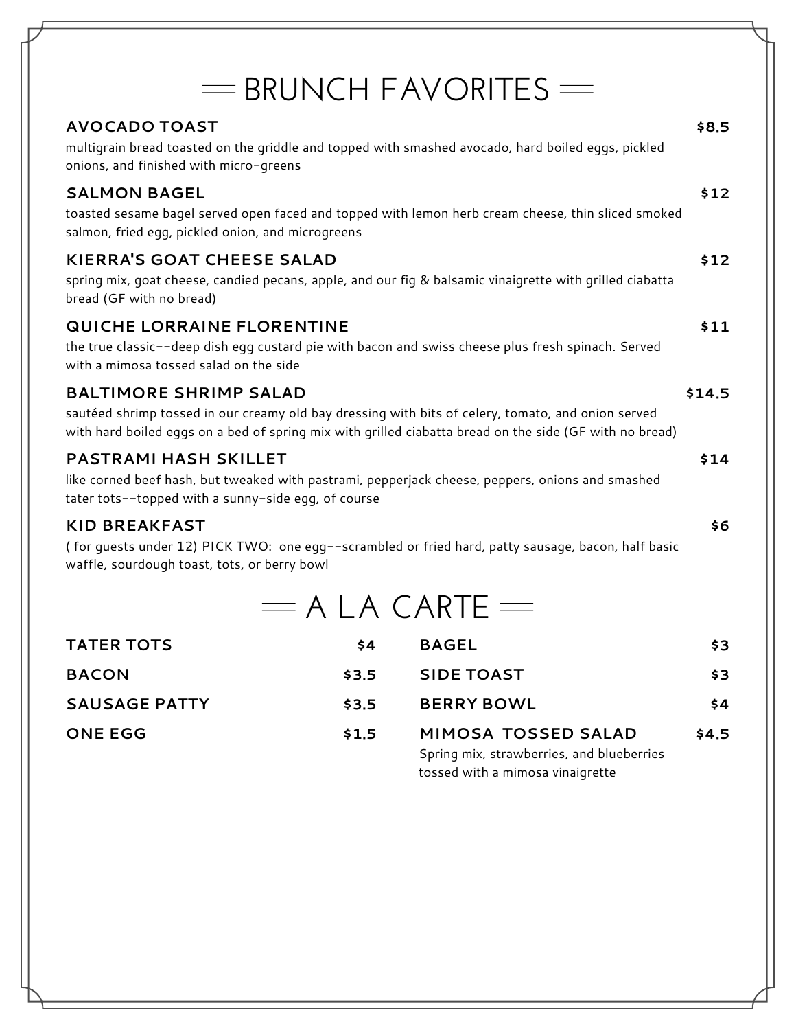## BRUNCH FAVORITES

**AVOCADO TOAST** — **$8.5**
multigrain bread toasted on the griddle and topped with smashed avocado, hard boiled eggs, pickled onions, and finished with micro-greens

**SALMON BAGEL** — **$12**
toasted sesame bagel served open faced and topped with lemon herb cream cheese, thin sliced smoked salmon, fried egg, pickled onion, and microgreens

**KIERRA'S GOAT CHEESE SALAD** — **$12**
spring mix, goat cheese, candied pecans, apple, and our fig & balsamic vinaigrette with grilled ciabatta bread (GF with no bread)

**QUICHE LORRAINE FLORENTINE** — **$11**
the true classic--deep dish egg custard pie with bacon and swiss cheese plus fresh spinach. Served with a mimosa tossed salad on the side

**BALTIMORE SHRIMP SALAD** — **$14.5**
sautéed shrimp tossed in our creamy old bay dressing with bits of celery, tomato, and onion served with hard boiled eggs on a bed of spring mix with grilled ciabatta bread on the side (GF with no bread)

**PASTRAMI HASH SKILLET** — **$14**
like corned beef hash, but tweaked with pastrami, pepperjack cheese, peppers, onions and smashed tater tots--topped with a sunny-side egg, of course

**KID BREAKFAST** — **$6**
( for guests under 12) PICK TWO: one egg--scrambled or fried hard, patty sausage, bacon, half basic waffle, sourdough toast, tots, or berry bowl

## A LA CARTE

**TATER TOTS** — **$4**

**BACON** — **$3.5**

**SAUSAGE PATTY** — **$3.5**

**ONE EGG** — **$1.5**

**BAGEL** — **$3**

**SIDE TOAST** — **$3**

**BERRY BOWL** — **$4**

**MIMOSA TOSSED SALAD** — **$4.5**
Spring mix, strawberries, and blueberries tossed with a mimosa vinaigrette